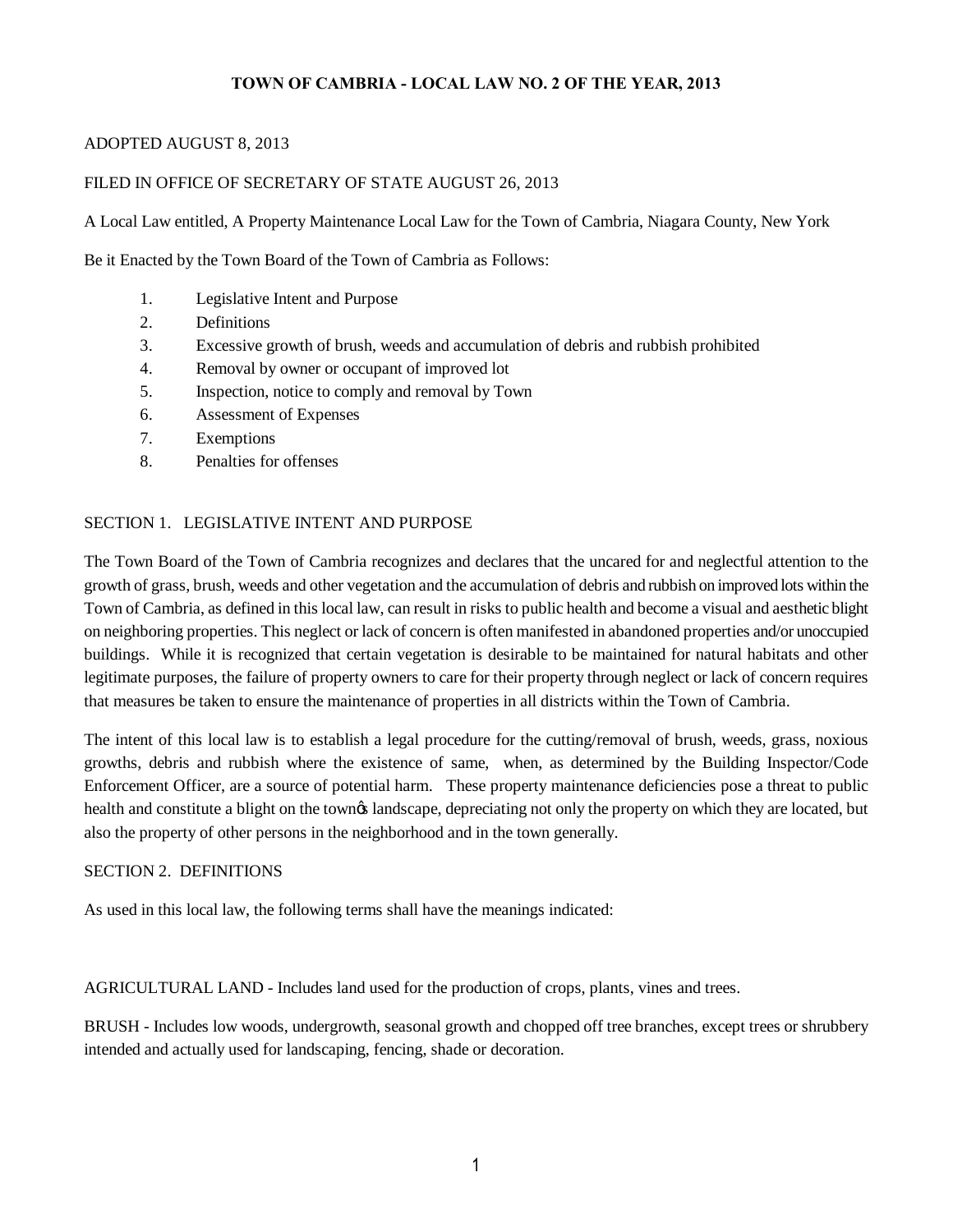# TOWN OF CAMBRIA - LOCAL LAW NO. 2 OF THE YEAR, 2013

ADOPTED AUGUST 8, 2013

FILED IN OFFICE OF SECRETARY OF STATE AUGUST 26, 2013

A Local Law entitled, A Property Maintenance Local Law for the Town of Cambria, Niagara County, New York

Be it Enacted by the Town Board of the Town of Cambria as Follows:

1. Legislative Intent and Purpose
2. Definitions
3. Excessive growth of brush, weeds and accumulation of debris and rubbish prohibited
4. Removal by owner or occupant of improved lot
5. Inspection, notice to comply and removal by Town
6. Assessment of Expenses
7. Exemptions
8. Penalties for offenses

## SECTION 1. LEGISLATIVE INTENT AND PURPOSE

The Town Board of the Town of Cambria recognizes and declares that the uncared for and neglectful attention to the growth of grass, brush, weeds and other vegetation and the accumulation of debris and rubbish on improved lots within the Town of Cambria, as defined in this local law, can result in risks to public health and become a visual and aesthetic blight on neighboring properties. This neglect or lack of concern is often manifested in abandoned properties and/or unoccupied buildings. While it is recognized that certain vegetation is desirable to be maintained for natural habitats and other legitimate purposes, the failure of property owners to care for their property through neglect or lack of concern requires that measures be taken to ensure the maintenance of properties in all districts within the Town of Cambria.

The intent of this local law is to establish a legal procedure for the cutting/removal of brush, weeds, grass, noxious growths, debris and rubbish where the existence of same, when, as determined by the Building Inspector/Code Enforcement Officer, are a source of potential harm. These property maintenance deficiencies pose a threat to public health and constitute a blight on the town's landscape, depreciating not only the property on which they are located, but also the property of other persons in the neighborhood and in the town generally.

## SECTION 2. DEFINITIONS

As used in this local law, the following terms shall have the meanings indicated:

AGRICULTURAL LAND - Includes land used for the production of crops, plants, vines and trees.

BRUSH - Includes low woods, undergrowth, seasonal growth and chopped off tree branches, except trees or shrubbery intended and actually used for landscaping, fencing, shade or decoration.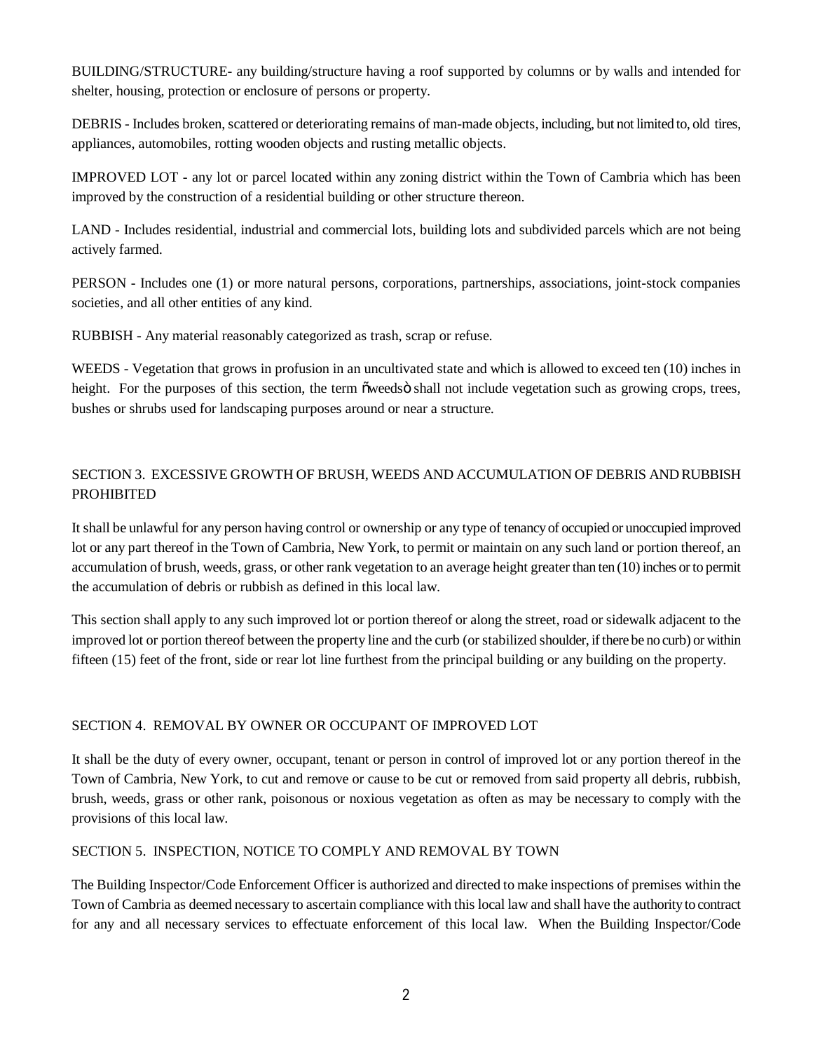BUILDING/STRUCTURE- any building/structure having a roof supported by columns or by walls and intended for shelter, housing, protection or enclosure of persons or property.

DEBRIS - Includes broken, scattered or deteriorating remains of man-made objects, including, but not limited to, old tires, appliances, automobiles, rotting wooden objects and rusting metallic objects.

IMPROVED LOT - any lot or parcel located within any zoning district within the Town of Cambria which has been improved by the construction of a residential building or other structure thereon.

LAND - Includes residential, industrial and commercial lots, building lots and subdivided parcels which are not being actively farmed.

PERSON - Includes one (1) or more natural persons, corporations, partnerships, associations, joint-stock companies societies, and all other entities of any kind.

RUBBISH - Any material reasonably categorized as trash, scrap or refuse.

WEEDS - Vegetation that grows in profusion in an uncultivated state and which is allowed to exceed ten (10) inches in height. For the purposes of this section, the term õweedsö shall not include vegetation such as growing crops, trees, bushes or shrubs used for landscaping purposes around or near a structure.

## SECTION 3. EXCESSIVE GROWTH OF BRUSH, WEEDS AND ACCUMULATION OF DEBRIS AND RUBBISH PROHIBITED

It shall be unlawful for any person having control or ownership or any type of tenancy of occupied or unoccupied improved lot or any part thereof in the Town of Cambria, New York, to permit or maintain on any such land or portion thereof, an accumulation of brush, weeds, grass, or other rank vegetation to an average height greater than ten (10) inches or to permit the accumulation of debris or rubbish as defined in this local law.

This section shall apply to any such improved lot or portion thereof or along the street, road or sidewalk adjacent to the improved lot or portion thereof between the property line and the curb (or stabilized shoulder, if there be no curb) or within fifteen (15) feet of the front, side or rear lot line furthest from the principal building or any building on the property.

## SECTION 4. REMOVAL BY OWNER OR OCCUPANT OF IMPROVED LOT

It shall be the duty of every owner, occupant, tenant or person in control of improved lot or any portion thereof in the Town of Cambria, New York, to cut and remove or cause to be cut or removed from said property all debris, rubbish, brush, weeds, grass or other rank, poisonous or noxious vegetation as often as may be necessary to comply with the provisions of this local law.

## SECTION 5. INSPECTION, NOTICE TO COMPLY AND REMOVAL BY TOWN

The Building Inspector/Code Enforcement Officer is authorized and directed to make inspections of premises within the Town of Cambria as deemed necessary to ascertain compliance with this local law and shall have the authority to contract for any and all necessary services to effectuate enforcement of this local law. When the Building Inspector/Code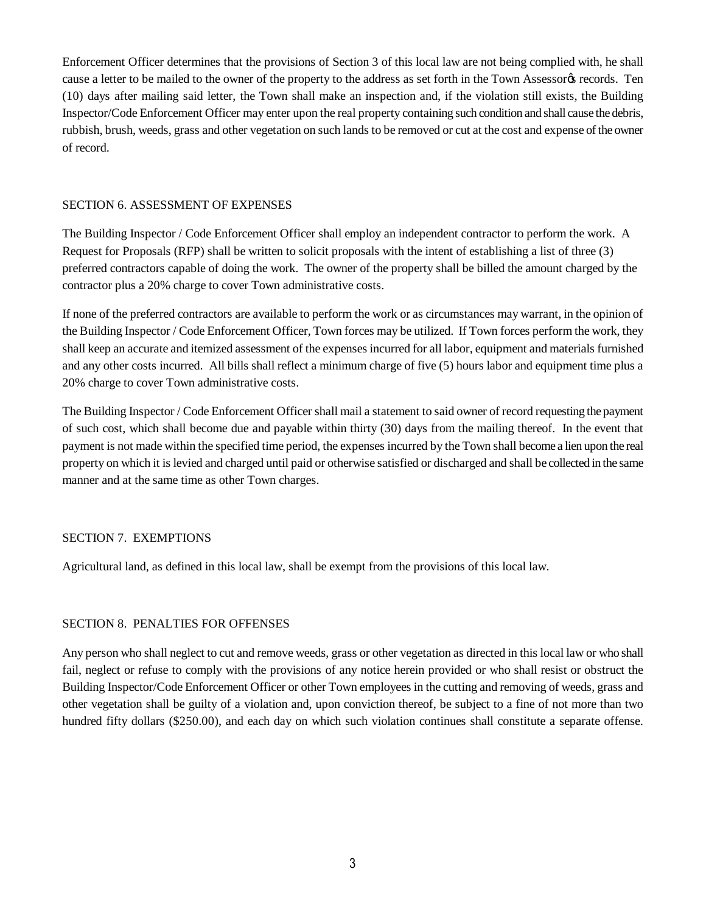Enforcement Officer determines that the provisions of Section 3 of this local law are not being complied with, he shall cause a letter to be mailed to the owner of the property to the address as set forth in the Town Assessor's records. Ten (10) days after mailing said letter, the Town shall make an inspection and, if the violation still exists, the Building Inspector/Code Enforcement Officer may enter upon the real property containing such condition and shall cause the debris, rubbish, brush, weeds, grass and other vegetation on such lands to be removed or cut at the cost and expense of the owner of record.

## SECTION 6. ASSESSMENT OF EXPENSES

The Building Inspector / Code Enforcement Officer shall employ an independent contractor to perform the work. A Request for Proposals (RFP) shall be written to solicit proposals with the intent of establishing a list of three (3) preferred contractors capable of doing the work. The owner of the property shall be billed the amount charged by the contractor plus a 20% charge to cover Town administrative costs.

If none of the preferred contractors are available to perform the work or as circumstances may warrant, in the opinion of the Building Inspector / Code Enforcement Officer, Town forces may be utilized. If Town forces perform the work, they shall keep an accurate and itemized assessment of the expenses incurred for all labor, equipment and materials furnished and any other costs incurred. All bills shall reflect a minimum charge of five (5) hours labor and equipment time plus a 20% charge to cover Town administrative costs.

The Building Inspector / Code Enforcement Officer shall mail a statement to said owner of record requesting the payment of such cost, which shall become due and payable within thirty (30) days from the mailing thereof. In the event that payment is not made within the specified time period, the expenses incurred by the Town shall become a lien upon the real property on which it is levied and charged until paid or otherwise satisfied or discharged and shall be collected in the same manner and at the same time as other Town charges.

## SECTION 7. EXEMPTIONS

Agricultural land, as defined in this local law, shall be exempt from the provisions of this local law.

## SECTION 8. PENALTIES FOR OFFENSES

Any person who shall neglect to cut and remove weeds, grass or other vegetation as directed in this local law or who shall fail, neglect or refuse to comply with the provisions of any notice herein provided or who shall resist or obstruct the Building Inspector/Code Enforcement Officer or other Town employees in the cutting and removing of weeds, grass and other vegetation shall be guilty of a violation and, upon conviction thereof, be subject to a fine of not more than two hundred fifty dollars ($250.00), and each day on which such violation continues shall constitute a separate offense.